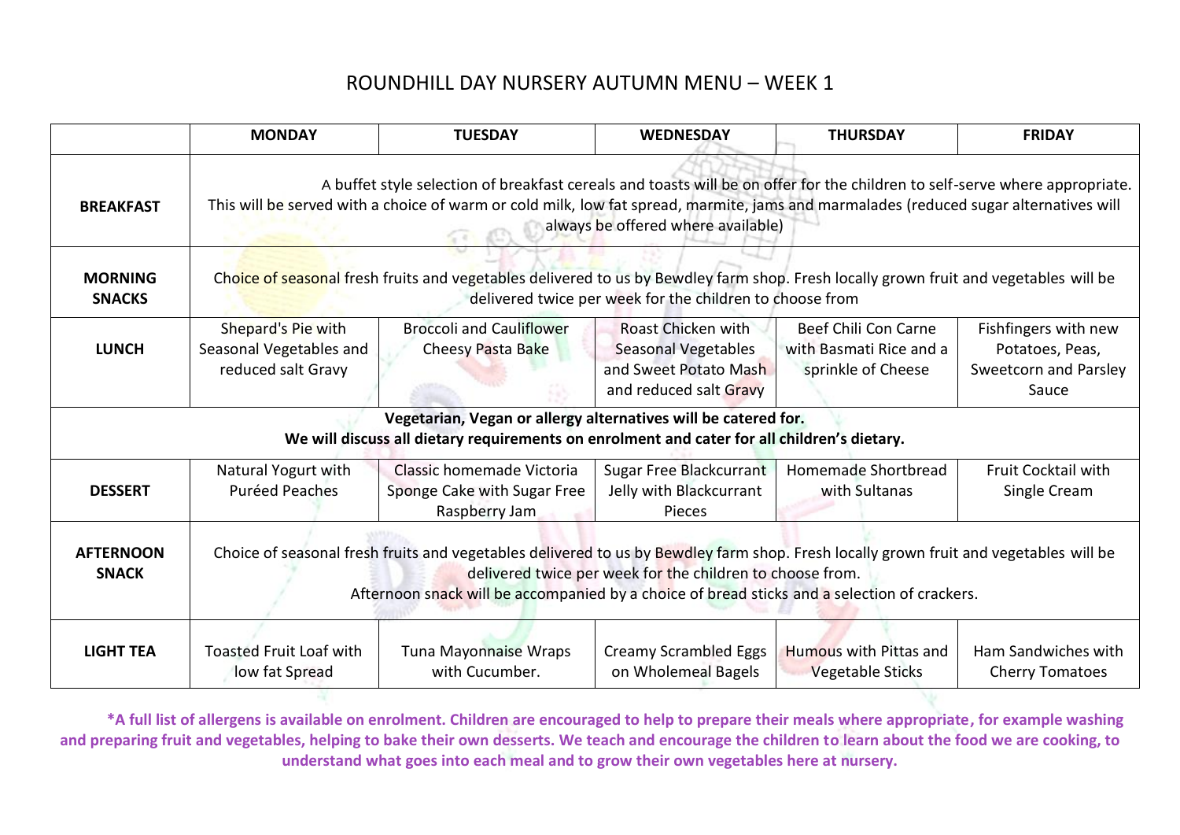# ROUNDHILL DAY NURSERY AUTUMN MENU – WEEK 1

| | MONDAY | TUESDAY | WEDNESDAY | THURSDAY | FRIDAY |
|---|---|---|---|---|---|
| **BREAKFAST** | A buffet style selection of breakfast cereals and toasts will be on offer for the children to self-serve where appropriate. This will be served with a choice of warm or cold milk, low fat spread, marmite, jams and marmalades (reduced sugar alternatives will always be offered where available) | | | | |
| **MORNING SNACKS** | Choice of seasonal fresh fruits and vegetables delivered to us by Bewdley farm shop. Fresh locally grown fruit and vegetables will be delivered twice per week for the children to choose from | | | | |
| **LUNCH** | Shepard's Pie with Seasonal Vegetables and reduced salt Gravy | Broccoli and Cauliflower Cheesy Pasta Bake | Roast Chicken with Seasonal Vegetables and Sweet Potato Mash and reduced salt Gravy | Beef Chili Con Carne with Basmati Rice and a sprinkle of Cheese | Fishfingers with new Potatoes, Peas, Sweetcorn and Parsley Sauce |
| **Vegetarian, Vegan or allergy alternatives will be catered for. We will discuss all dietary requirements on enrolment and cater for all children's dietary.** | | | | | |
| **DESSERT** | Natural Yogurt with Puréed Peaches | Classic homemade Victoria Sponge Cake with Sugar Free Raspberry Jam | Sugar Free Blackcurrant Jelly with Blackcurrant Pieces | Homemade Shortbread with Sultanas | Fruit Cocktail with Single Cream |
| **AFTERNOON SNACK** | Choice of seasonal fresh fruits and vegetables delivered to us by Bewdley farm shop. Fresh locally grown fruit and vegetables will be delivered twice per week for the children to choose from. Afternoon snack will be accompanied by a choice of bread sticks and a selection of crackers. | | | | |
| **LIGHT TEA** | Toasted Fruit Loaf with low fat Spread | Tuna Mayonnaise Wraps with Cucumber. | Creamy Scrambled Eggs on Wholemeal Bagels | Humous with Pittas and Vegetable Sticks | Ham Sandwiches with Cherry Tomatoes |

**\*A full list of allergens is available on enrolment. Children are encouraged to help to prepare their meals where appropriate, for example washing and preparing fruit and vegetables, helping to bake their own desserts. We teach and encourage the children to learn about the food we are cooking, to understand what goes into each meal and to grow their own vegetables here at nursery.**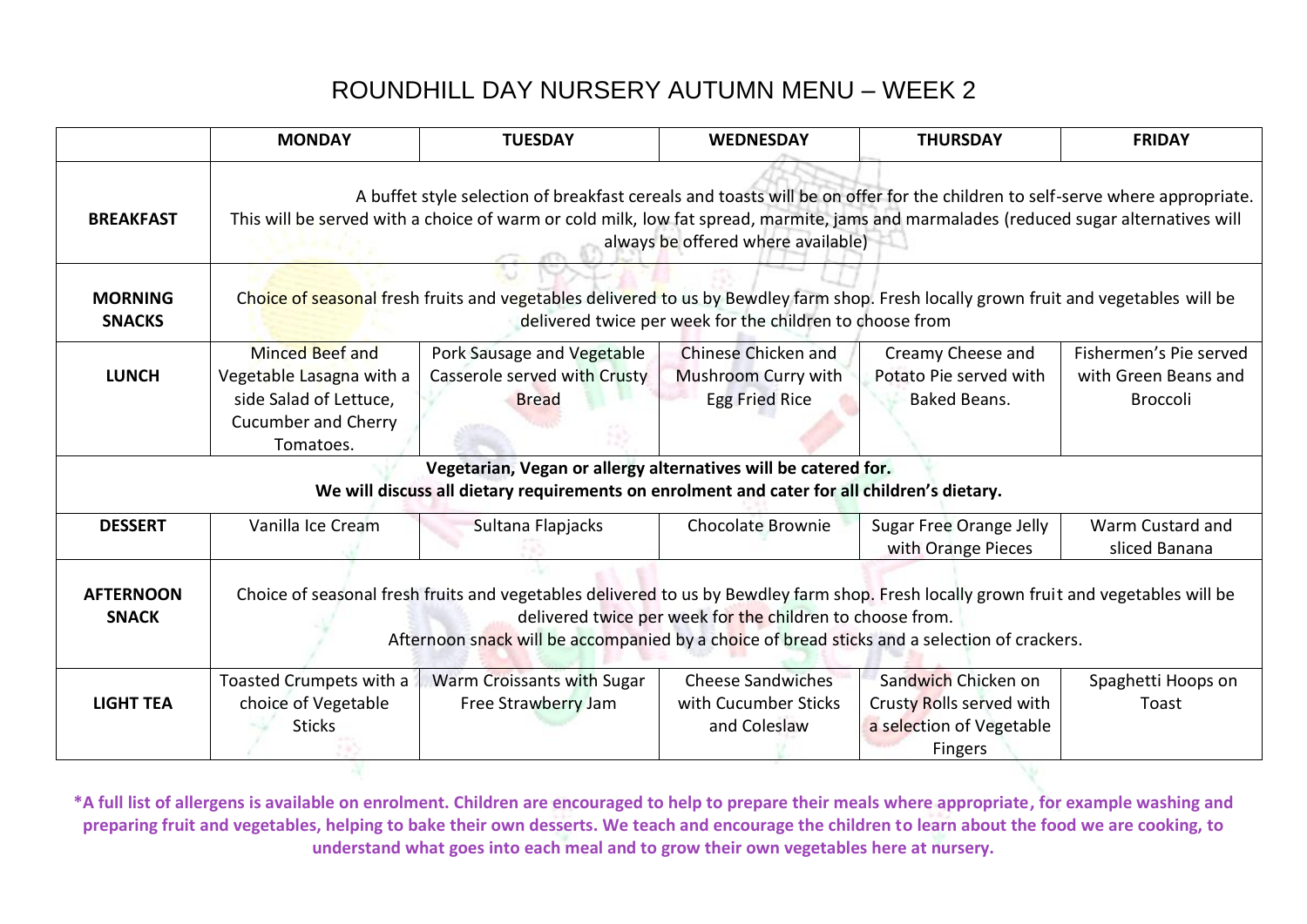# ROUNDHILL DAY NURSERY AUTUMN MENU – WEEK 2

| | MONDAY | TUESDAY | WEDNESDAY | THURSDAY | FRIDAY |
|---|---|---|---|---|---|
| **BREAKFAST** | A buffet style selection of breakfast cereals and toasts will be on offer for the children to self-serve where appropriate. This will be served with a choice of warm or cold milk, low fat spread, marmite, jams and marmalades (reduced sugar alternatives will always be offered where available) | | | | |
| **MORNING SNACKS** | Choice of seasonal fresh fruits and vegetables delivered to us by Bewdley farm shop. Fresh locally grown fruit and vegetables will be delivered twice per week for the children to choose from | | | | |
| **LUNCH** | Minced Beef and Vegetable Lasagna with a side Salad of Lettuce, Cucumber and Cherry Tomatoes. | Pork Sausage and Vegetable Casserole served with Crusty Bread | Chinese Chicken and Mushroom Curry with Egg Fried Rice | Creamy Cheese and Potato Pie served with Baked Beans. | Fishermen's Pie served with Green Beans and Broccoli |
| **Vegetarian, Vegan or allergy alternatives will be catered for. We will discuss all dietary requirements on enrolment and cater for all children's dietary.** | | | | | |
| **DESSERT** | Vanilla Ice Cream | Sultana Flapjacks | Chocolate Brownie | Sugar Free Orange Jelly with Orange Pieces | Warm Custard and sliced Banana |
| **AFTERNOON SNACK** | Choice of seasonal fresh fruits and vegetables delivered to us by Bewdley farm shop. Fresh locally grown fruit and vegetables will be delivered twice per week for the children to choose from. Afternoon snack will be accompanied by a choice of bread sticks and a selection of crackers. | | | | |
| **LIGHT TEA** | Toasted Crumpets with a choice of Vegetable Sticks | Warm Croissants with Sugar Free Strawberry Jam | Cheese Sandwiches with Cucumber Sticks and Coleslaw | Sandwich Chicken on Crusty Rolls served with a selection of Vegetable Fingers | Spaghetti Hoops on Toast |

**\*A full list of allergens is available on enrolment. Children are encouraged to help to prepare their meals where appropriate, for example washing and preparing fruit and vegetables, helping to bake their own desserts. We teach and encourage the children to learn about the food we are cooking, to understand what goes into each meal and to grow their own vegetables here at nursery.**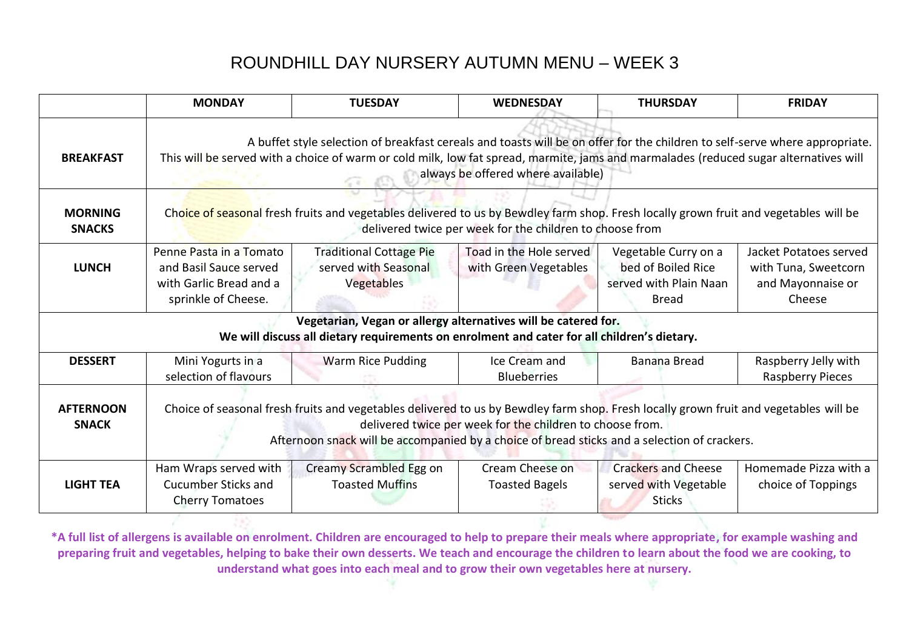# ROUNDHILL DAY NURSERY AUTUMN MENU – WEEK 3

| | MONDAY | TUESDAY | WEDNESDAY | THURSDAY | FRIDAY |
|---|---|---|---|---|---|
| **BREAKFAST** | A buffet style selection of breakfast cereals and toasts will be on offer for the children to self-serve where appropriate. This will be served with a choice of warm or cold milk, low fat spread, marmite, jams and marmalades (reduced sugar alternatives will always be offered where available) | | | | |
| **MORNING SNACKS** | Choice of seasonal fresh fruits and vegetables delivered to us by Bewdley farm shop. Fresh locally grown fruit and vegetables will be delivered twice per week for the children to choose from | | | | |
| **LUNCH** | Penne Pasta in a Tomato and Basil Sauce served with Garlic Bread and a sprinkle of Cheese. | Traditional Cottage Pie served with Seasonal Vegetables | Toad in the Hole served with Green Vegetables | Vegetable Curry on a bed of Boiled Rice served with Plain Naan Bread | Jacket Potatoes served with Tuna, Sweetcorn and Mayonnaise or Cheese |
| **Vegetarian, Vegan or allergy alternatives will be catered for. We will discuss all dietary requirements on enrolment and cater for all children's dietary.** | | | | | |
| **DESSERT** | Mini Yogurts in a selection of flavours | Warm Rice Pudding | Ice Cream and Blueberries | Banana Bread | Raspberry Jelly with Raspberry Pieces |
| **AFTERNOON SNACK** | Choice of seasonal fresh fruits and vegetables delivered to us by Bewdley farm shop. Fresh locally grown fruit and vegetables will be delivered twice per week for the children to choose from. Afternoon snack will be accompanied by a choice of bread sticks and a selection of crackers. | | | | |
| **LIGHT TEA** | Ham Wraps served with Cucumber Sticks and Cherry Tomatoes | Creamy Scrambled Egg on Toasted Muffins | Cream Cheese on Toasted Bagels | Crackers and Cheese served with Vegetable Sticks | Homemade Pizza with a choice of Toppings |

**\*A full list of allergens is available on enrolment. Children are encouraged to help to prepare their meals where appropriate, for example washing and preparing fruit and vegetables, helping to bake their own desserts. We teach and encourage the children to learn about the food we are cooking, to understand what goes into each meal and to grow their own vegetables here at nursery.**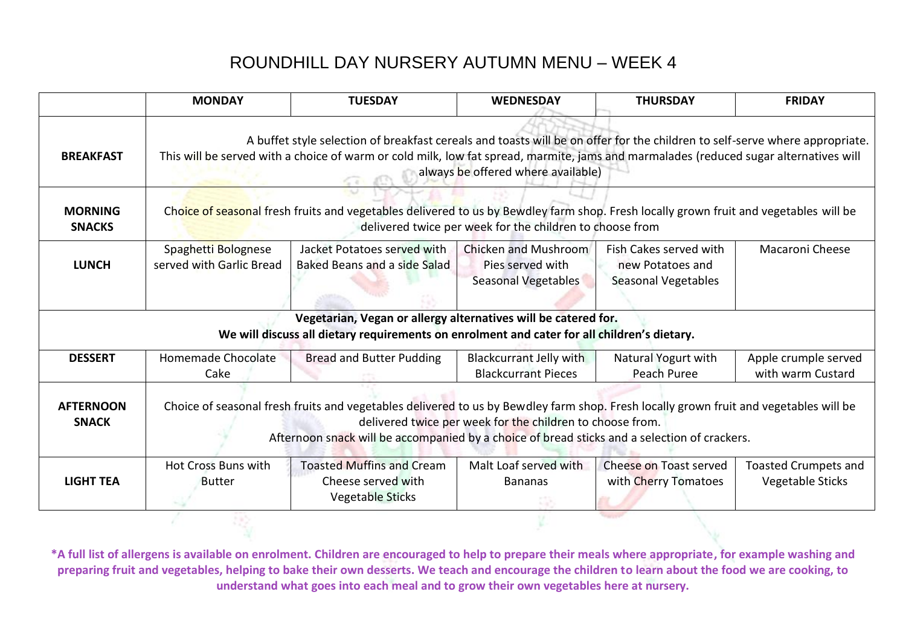# ROUNDHILL DAY NURSERY AUTUMN MENU – WEEK 4

| | MONDAY | TUESDAY | WEDNESDAY | THURSDAY | FRIDAY |
|---|---|---|---|---|---|
| **BREAKFAST** | A buffet style selection of breakfast cereals and toasts will be on offer for the children to self-serve where appropriate. This will be served with a choice of warm or cold milk, low fat spread, marmite, jams and marmalades (reduced sugar alternatives will always be offered where available) | | | | |
| **MORNING SNACKS** | Choice of seasonal fresh fruits and vegetables delivered to us by Bewdley farm shop. Fresh locally grown fruit and vegetables will be delivered twice per week for the children to choose from | | | | |
| **LUNCH** | Spaghetti Bolognese served with Garlic Bread | Jacket Potatoes served with Baked Beans and a side Salad | Chicken and Mushroom Pies served with Seasonal Vegetables | Fish Cakes served with new Potatoes and Seasonal Vegetables | Macaroni Cheese |
| **Vegetarian, Vegan or allergy alternatives will be catered for. We will discuss all dietary requirements on enrolment and cater for all children's dietary.** | | | | | |
| **DESSERT** | Homemade Chocolate Cake | Bread and Butter Pudding | Blackcurrant Jelly with Blackcurrant Pieces | Natural Yogurt with Peach Puree | Apple crumple served with warm Custard |
| **AFTERNOON SNACK** | Choice of seasonal fresh fruits and vegetables delivered to us by Bewdley farm shop. Fresh locally grown fruit and vegetables will be delivered twice per week for the children to choose from. Afternoon snack will be accompanied by a choice of bread sticks and a selection of crackers. | | | | |
| **LIGHT TEA** | Hot Cross Buns with Butter | Toasted Muffins and Cream Cheese served with Vegetable Sticks | Malt Loaf served with Bananas | Cheese on Toast served with Cherry Tomatoes | Toasted Crumpets and Vegetable Sticks |

**\*A full list of allergens is available on enrolment. Children are encouraged to help to prepare their meals where appropriate, for example washing and preparing fruit and vegetables, helping to bake their own desserts. We teach and encourage the children to learn about the food we are cooking, to understand what goes into each meal and to grow their own vegetables here at nursery.**